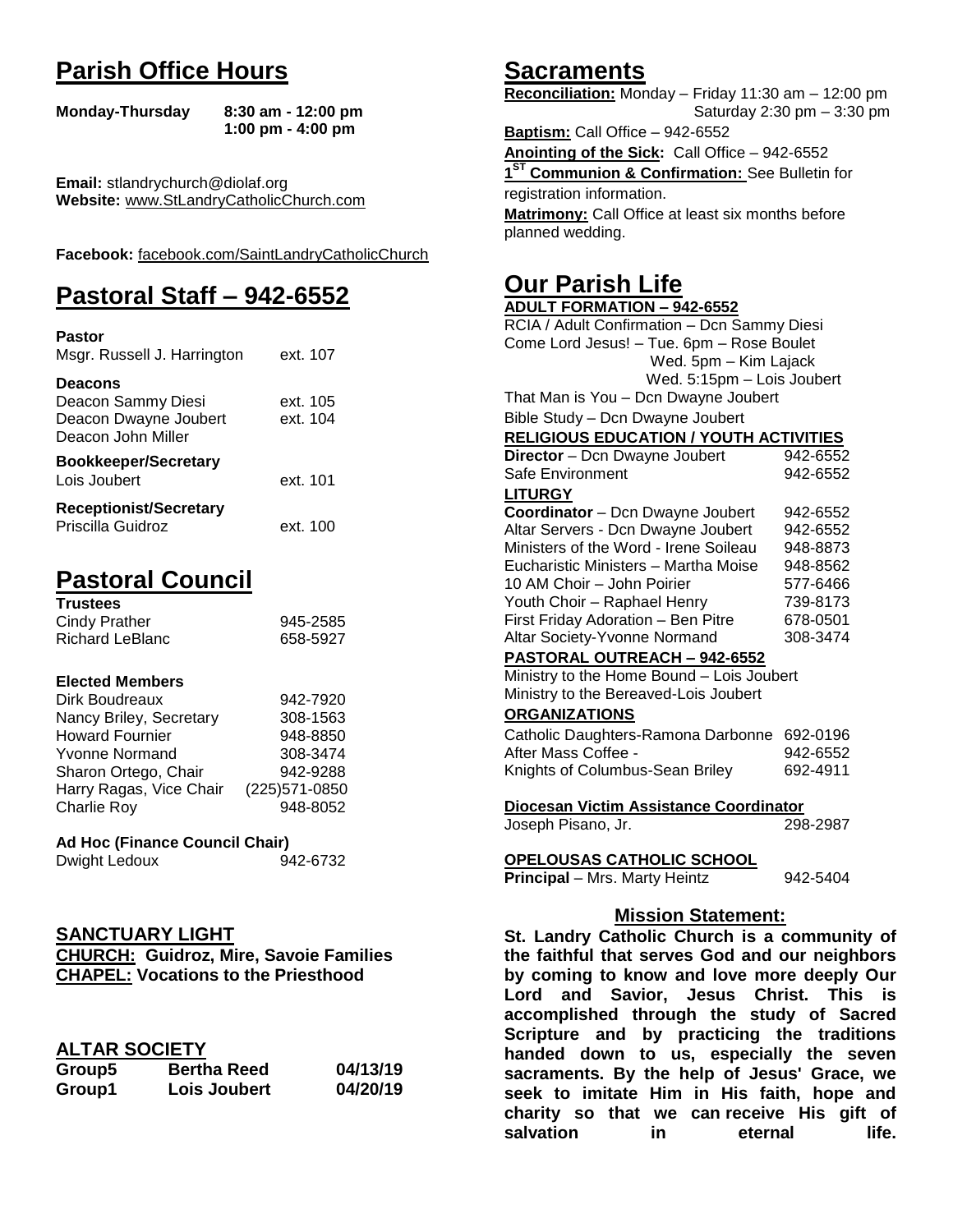# Parish Office Hours

**Monday-Thursday** **8:30 am - 12:00 pm**
**1:00 pm - 4:00 pm**

**Email:** stlandrychurch@diolaf.org
**Website:** www.StLandryCatholicChurch.com

**Facebook:** facebook.com/SaintLandryCatholicChurch

# Pastoral Staff – 942-6552

**Pastor**
Msgr. Russell J. Harrington ext. 107

**Deacons**
Deacon Sammy Diesi ext. 105
Deacon Dwayne Joubert ext. 104
Deacon John Miller

**Bookkeeper/Secretary**
Lois Joubert ext. 101

**Receptionist/Secretary**
Priscilla Guidroz ext. 100

# Pastoral Council

**Trustees**

| | |
|---|---|
| Cindy Prather | 945-2585 |
| Richard LeBlanc | 658-5927 |

**Elected Members**

| | |
|---|---|
| Dirk Boudreaux | 942-7920 |
| Nancy Briley, Secretary | 308-1563 |
| Howard Fournier | 948-8850 |
| Yvonne Normand | 308-3474 |
| Sharon Ortego, Chair | 942-9288 |
| Harry Ragas, Vice Chair | (225)571-0850 |
| Charlie Roy | 948-8052 |

**Ad Hoc (Finance Council Chair)**
Dwight Ledoux 942-6732

## SANCTUARY LIGHT

**CHURCH: Guidroz, Mire, Savoie Families**
**CHAPEL: Vocations to the Priesthood**

## ALTAR SOCIETY

| | | |
|---|---|---|
| **Group5** | **Bertha Reed** | **04/13/19** |
| **Group1** | **Lois Joubert** | **04/20/19** |

# Sacraments

**Reconciliation:** Monday – Friday 11:30 am – 12:00 pm
Saturday 2:30 pm – 3:30 pm

**Baptism:** Call Office – 942-6552

**Anointing of the Sick:** Call Office – 942-6552

**1ST Communion & Confirmation:** See Bulletin for registration information.

**Matrimony:** Call Office at least six months before planned wedding.

# Our Parish Life

**ADULT FORMATION – 942-6552**

RCIA / Adult Confirmation – Dcn Sammy Diesi
Come Lord Jesus! – Tue. 6pm – Rose Boulet
Wed. 5pm – Kim Lajack
Wed. 5:15pm – Lois Joubert
That Man is You – Dcn Dwayne Joubert
Bible Study – Dcn Dwayne Joubert

**RELIGIOUS EDUCATION / YOUTH ACTIVITIES**

| | |
|---|---|
| **Director** – Dcn Dwayne Joubert | 942-6552 |
| Safe Environment | 942-6552 |

**LITURGY**

| | |
|---|---|
| **Coordinator** – Dcn Dwayne Joubert | 942-6552 |
| Altar Servers - Dcn Dwayne Joubert | 942-6552 |
| Ministers of the Word - Irene Soileau | 948-8873 |
| Eucharistic Ministers – Martha Moise | 948-8562 |
| 10 AM Choir – John Poirier | 577-6466 |
| Youth Choir – Raphael Henry | 739-8173 |
| First Friday Adoration – Ben Pitre | 678-0501 |
| Altar Society-Yvonne Normand | 308-3474 |

**PASTORAL OUTREACH – 942-6552**

Ministry to the Home Bound – Lois Joubert
Ministry to the Bereaved-Lois Joubert

**ORGANIZATIONS**

| | |
|---|---|
| Catholic Daughters-Ramona Darbonne | 692-0196 |
| After Mass Coffee - | 942-6552 |
| Knights of Columbus-Sean Briley | 692-4911 |

**Diocesan Victim Assistance Coordinator**
Joseph Pisano, Jr. 298-2987

**OPELOUSAS CATHOLIC SCHOOL**
**Principal** – Mrs. Marty Heintz 942-5404

## Mission Statement:

**St. Landry Catholic Church is a community of the faithful that serves God and our neighbors by coming to know and love more deeply Our Lord and Savior, Jesus Christ. This is accomplished through the study of Sacred Scripture and by practicing the traditions handed down to us, especially the seven sacraments. By the help of Jesus' Grace, we seek to imitate Him in His faith, hope and charity so that we can receive His gift of salvation in eternal life.**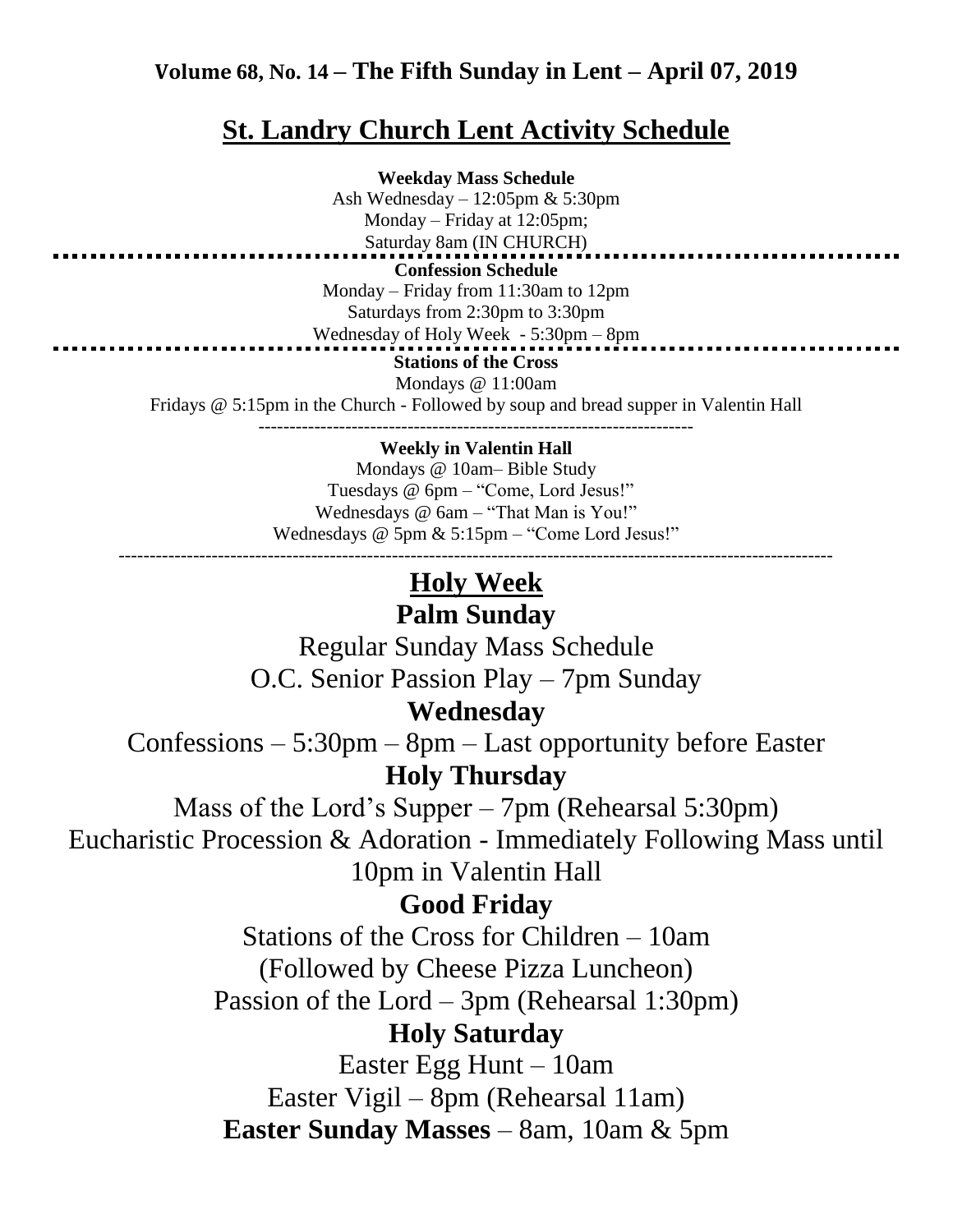**Volume 68, No. 14 – The Fifth Sunday in Lent – April 07, 2019**

# St. Landry Church Lent Activity Schedule

**Weekday Mass Schedule**

Ash Wednesday – 12:05pm & 5:30pm
Monday – Friday at 12:05pm;
Saturday 8am (IN CHURCH)

**Confession Schedule**

Monday – Friday from 11:30am to 12pm
Saturdays from 2:30pm to 3:30pm
Wednesday of Holy Week - 5:30pm – 8pm

**Stations of the Cross**

Mondays @ 11:00am
Fridays @ 5:15pm in the Church - Followed by soup and bread supper in Valentin Hall

---

**Weekly in Valentin Hall**

Mondays @ 10am– Bible Study
Tuesdays @ 6pm – "Come, Lord Jesus!"
Wednesdays @ 6am – "That Man is You!"
Wednesdays @ 5pm & 5:15pm – "Come Lord Jesus!"

---

## Holy Week

### Palm Sunday

Regular Sunday Mass Schedule
O.C. Senior Passion Play – 7pm Sunday

### Wednesday

Confessions – 5:30pm – 8pm – Last opportunity before Easter

### Holy Thursday

Mass of the Lord's Supper – 7pm (Rehearsal 5:30pm)
Eucharistic Procession & Adoration - Immediately Following Mass until 10pm in Valentin Hall

### Good Friday

Stations of the Cross for Children – 10am
(Followed by Cheese Pizza Luncheon)
Passion of the Lord – 3pm (Rehearsal 1:30pm)

### Holy Saturday

Easter Egg Hunt – 10am
Easter Vigil – 8pm (Rehearsal 11am)

**Easter Sunday Masses** – 8am, 10am & 5pm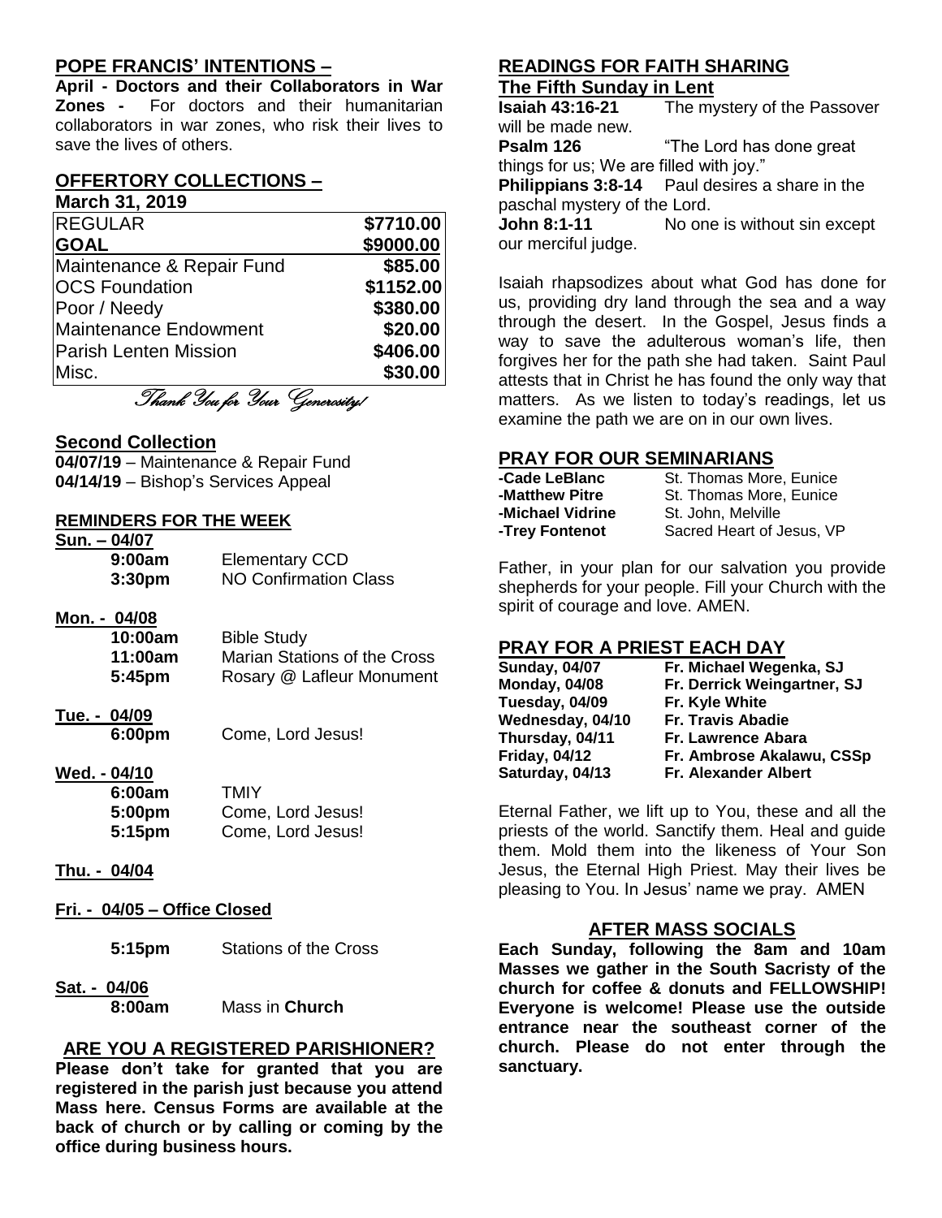## POPE FRANCIS' INTENTIONS –

**April - Doctors and their Collaborators in War Zones -** For doctors and their humanitarian collaborators in war zones, who risk their lives to save the lives of others.

## OFFERTORY COLLECTIONS –

**March 31, 2019**

| REGULAR | **$7710.00** |
|---|---|
| **GOAL** | **$9000.00** |
| Maintenance & Repair Fund | **$85.00** |
| OCS Foundation | **$1152.00** |
| Poor / Needy | **$380.00** |
| Maintenance Endowment | **$20.00** |
| Parish Lenten Mission | **$406.00** |
| Misc. | **$30.00** |

*Thank You for Your Generosity!*

## Second Collection

**04/07/19** – Maintenance & Repair Fund
**04/14/19** – Bishop's Services Appeal

## REMINDERS FOR THE WEEK

**Sun. – 04/07**
- **9:00am** Elementary CCD
- **3:30pm** NO Confirmation Class

**Mon. - 04/08**
- **10:00am** Bible Study
- **11:00am** Marian Stations of the Cross
- **5:45pm** Rosary @ Lafleur Monument

**Tue. - 04/09**
- **6:00pm** Come, Lord Jesus!

**Wed. - 04/10**
- **6:00am** TMIY
- **5:00pm** Come, Lord Jesus!
- **5:15pm** Come, Lord Jesus!

**Thu. - 04/04**

**Fri. - 04/05 – Office Closed**
- **5:15pm** Stations of the Cross

**Sat. - 04/06**
- **8:00am** Mass in **Church**

## ARE YOU A REGISTERED PARISHIONER?

**Please don't take for granted that you are registered in the parish just because you attend Mass here. Census Forms are available at the back of church or by calling or coming by the office during business hours.**

## READINGS FOR FAITH SHARING

**The Fifth Sunday in Lent**

**Isaiah 43:16-21** The mystery of the Passover will be made new.
**Psalm 126** "The Lord has done great things for us; We are filled with joy."
**Philippians 3:8-14** Paul desires a share in the paschal mystery of the Lord.
**John 8:1-11** No one is without sin except our merciful judge.

Isaiah rhapsodizes about what God has done for us, providing dry land through the sea and a way through the desert. In the Gospel, Jesus finds a way to save the adulterous woman's life, then forgives her for the path she had taken. Saint Paul attests that in Christ he has found the only way that matters. As we listen to today's readings, let us examine the path we are on in our own lives.

## PRAY FOR OUR SEMINARIANS

| **-Cade LeBlanc** | St. Thomas More, Eunice |
|---|---|
| **-Matthew Pitre** | St. Thomas More, Eunice |
| **-Michael Vidrine** | St. John, Melville |
| **-Trey Fontenot** | Sacred Heart of Jesus, VP |

Father, in your plan for our salvation you provide shepherds for your people. Fill your Church with the spirit of courage and love. AMEN.

## PRAY FOR A PRIEST EACH DAY

| **Sunday, 04/07** | **Fr. Michael Wegenka, SJ** |
|---|---|
| **Monday, 04/08** | **Fr. Derrick Weingartner, SJ** |
| **Tuesday, 04/09** | **Fr. Kyle White** |
| **Wednesday, 04/10** | **Fr. Travis Abadie** |
| **Thursday, 04/11** | **Fr. Lawrence Abara** |
| **Friday, 04/12** | **Fr. Ambrose Akalawu, CSSp** |
| **Saturday, 04/13** | **Fr. Alexander Albert** |

Eternal Father, we lift up to You, these and all the priests of the world. Sanctify them. Heal and guide them. Mold them into the likeness of Your Son Jesus, the Eternal High Priest. May their lives be pleasing to You. In Jesus' name we pray. AMEN

## AFTER MASS SOCIALS

**Each Sunday, following the 8am and 10am Masses we gather in the South Sacristy of the church for coffee & donuts and FELLOWSHIP! Everyone is welcome! Please use the outside entrance near the southeast corner of the church. Please do not enter through the sanctuary.**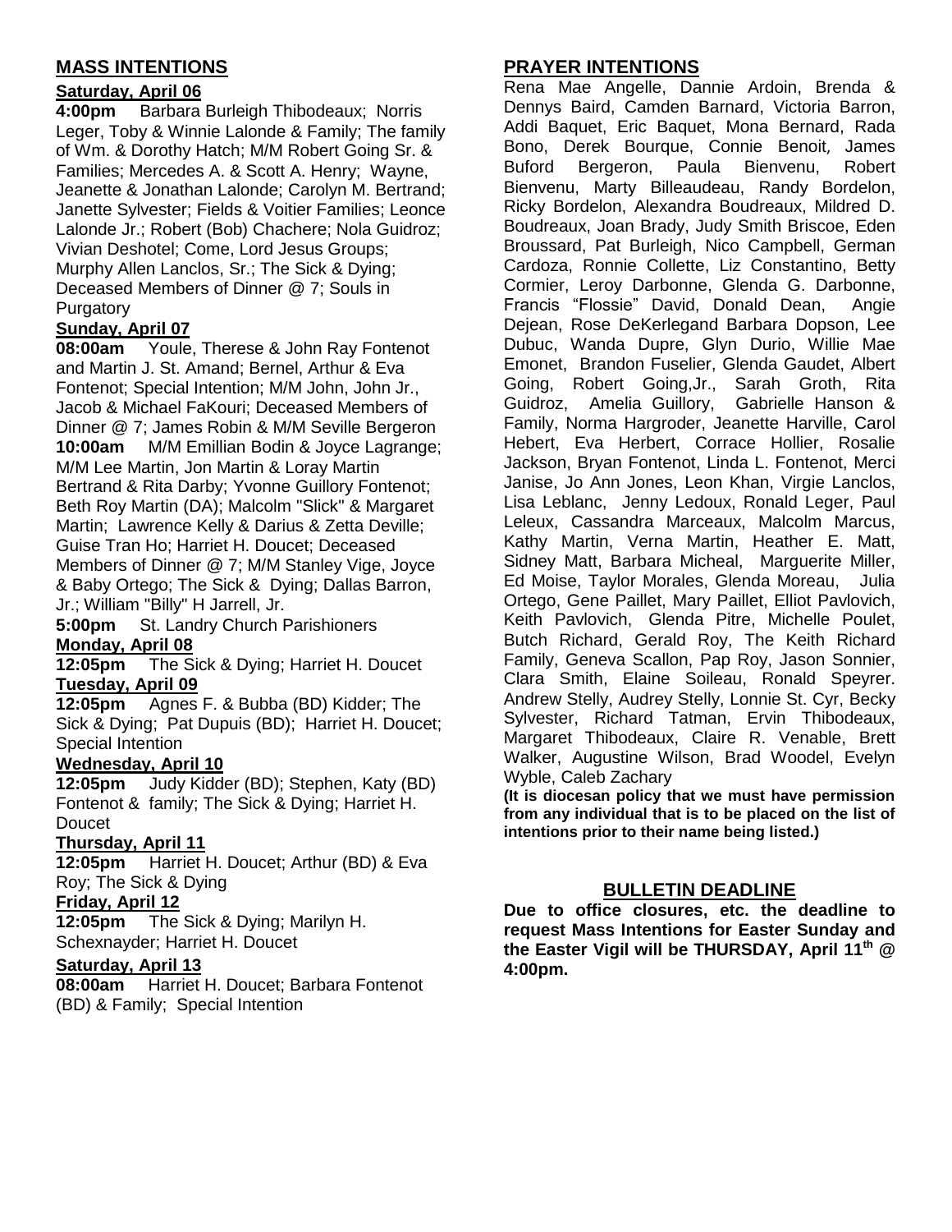## MASS INTENTIONS

### Saturday, April 06

**4:00pm** Barbara Burleigh Thibodeaux; Norris Leger, Toby & Winnie Lalonde & Family; The family of Wm. & Dorothy Hatch; M/M Robert Going Sr. & Families; Mercedes A. & Scott A. Henry; Wayne, Jeanette & Jonathan Lalonde; Carolyn M. Bertrand; Janette Sylvester; Fields & Voitier Families; Leonce Lalonde Jr.; Robert (Bob) Chachere; Nola Guidroz; Vivian Deshotel; Come, Lord Jesus Groups; Murphy Allen Lanclos, Sr.; The Sick & Dying; Deceased Members of Dinner @ 7; Souls in Purgatory

### Sunday, April 07

**08:00am** Youle, Therese & John Ray Fontenot and Martin J. St. Amand; Bernel, Arthur & Eva Fontenot; Special Intention; M/M John, John Jr., Jacob & Michael FaKouri; Deceased Members of Dinner @ 7; James Robin & M/M Seville Bergeron

**10:00am** M/M Emillian Bodin & Joyce Lagrange; M/M Lee Martin, Jon Martin & Loray Martin Bertrand & Rita Darby; Yvonne Guillory Fontenot; Beth Roy Martin (DA); Malcolm "Slick" & Margaret Martin; Lawrence Kelly & Darius & Zetta Deville; Guise Tran Ho; Harriet H. Doucet; Deceased Members of Dinner @ 7; M/M Stanley Vige, Joyce & Baby Ortego; The Sick & Dying; Dallas Barron, Jr.; William "Billy" H Jarrell, Jr.

**5:00pm** St. Landry Church Parishioners

### Monday, April 08

**12:05pm** The Sick & Dying; Harriet H. Doucet

### Tuesday, April 09

**12:05pm** Agnes F. & Bubba (BD) Kidder; The Sick & Dying; Pat Dupuis (BD); Harriet H. Doucet; Special Intention

### Wednesday, April 10

**12:05pm** Judy Kidder (BD); Stephen, Katy (BD) Fontenot & family; The Sick & Dying; Harriet H. Doucet

### Thursday, April 11

**12:05pm** Harriet H. Doucet; Arthur (BD) & Eva Roy; The Sick & Dying

### Friday, April 12

**12:05pm** The Sick & Dying; Marilyn H. Schexnayder; Harriet H. Doucet

### Saturday, April 13

**08:00am** Harriet H. Doucet; Barbara Fontenot (BD) & Family; Special Intention

## PRAYER INTENTIONS

Rena Mae Angelle, Dannie Ardoin, Brenda & Dennys Baird, Camden Barnard, Victoria Barron, Addi Baquet, Eric Baquet, Mona Bernard, Rada Bono, Derek Bourque, Connie Benoit, James Buford Bergeron, Paula Bienvenu, Robert Bienvenu, Marty Billeaudeau, Randy Bordelon, Ricky Bordelon, Alexandra Boudreaux, Mildred D. Boudreaux, Joan Brady, Judy Smith Briscoe, Eden Broussard, Pat Burleigh, Nico Campbell, German Cardoza, Ronnie Collette, Liz Constantino, Betty Cormier, Leroy Darbonne, Glenda G. Darbonne, Francis "Flossie" David, Donald Dean, Angie Dejean, Rose DeKerlegand Barbara Dopson, Lee Dubuc, Wanda Dupre, Glyn Durio, Willie Mae Emonet, Brandon Fuselier, Glenda Gaudet, Albert Going, Robert Going,Jr., Sarah Groth, Rita Guidroz, Amelia Guillory, Gabrielle Hanson & Family, Norma Hargroder, Jeanette Harville, Carol Hebert, Eva Herbert, Corrace Hollier, Rosalie Jackson, Bryan Fontenot, Linda L. Fontenot, Merci Janise, Jo Ann Jones, Leon Khan, Virgie Lanclos, Lisa Leblanc, Jenny Ledoux, Ronald Leger, Paul Leleux, Cassandra Marceaux, Malcolm Marcus, Kathy Martin, Verna Martin, Heather E. Matt, Sidney Matt, Barbara Micheal, Marguerite Miller, Ed Moise, Taylor Morales, Glenda Moreau, Julia Ortego, Gene Paillet, Mary Paillet, Elliot Pavlovich, Keith Pavlovich, Glenda Pitre, Michelle Poulet, Butch Richard, Gerald Roy, The Keith Richard Family, Geneva Scallon, Pap Roy, Jason Sonnier, Clara Smith, Elaine Soileau, Ronald Speyrer. Andrew Stelly, Audrey Stelly, Lonnie St. Cyr, Becky Sylvester, Richard Tatman, Ervin Thibodeaux, Margaret Thibodeaux, Claire R. Venable, Brett Walker, Augustine Wilson, Brad Woodel, Evelyn Wyble, Caleb Zachary

**(It is diocesan policy that we must have permission from any individual that is to be placed on the list of intentions prior to their name being listed.)**

## BULLETIN DEADLINE

**Due to office closures, etc. the deadline to request Mass Intentions for Easter Sunday and the Easter Vigil will be THURSDAY, April 11th @ 4:00pm.**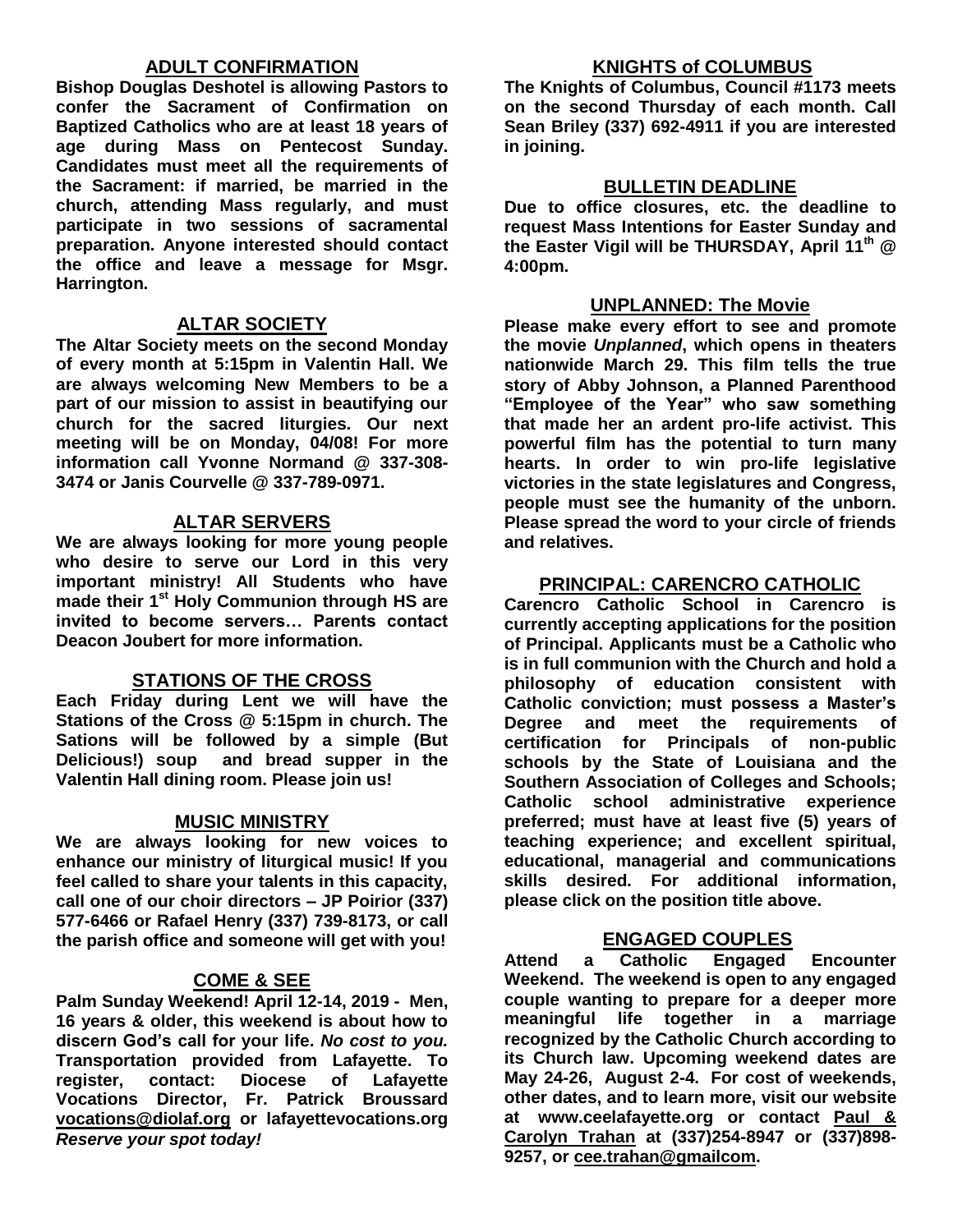## ADULT CONFIRMATION

**Bishop Douglas Deshotel is allowing Pastors to confer the Sacrament of Confirmation on Baptized Catholics who are at least 18 years of age during Mass on Pentecost Sunday. Candidates must meet all the requirements of the Sacrament: if married, be married in the church, attending Mass regularly, and must participate in two sessions of sacramental preparation. Anyone interested should contact the office and leave a message for Msgr. Harrington.**

## ALTAR SOCIETY

**The Altar Society meets on the second Monday of every month at 5:15pm in Valentin Hall. We are always welcoming New Members to be a part of our mission to assist in beautifying our church for the sacred liturgies. Our next meeting will be on Monday, 04/08! For more information call Yvonne Normand @ 337-308-3474 or Janis Courvelle @ 337-789-0971.**

## ALTAR SERVERS

**We are always looking for more young people who desire to serve our Lord in this very important ministry! All Students who have made their 1st Holy Communion through HS are invited to become servers… Parents contact Deacon Joubert for more information.**

## STATIONS OF THE CROSS

**Each Friday during Lent we will have the Stations of the Cross @ 5:15pm in church. The Sations will be followed by a simple (But Delicious!) soup and bread supper in the Valentin Hall dining room. Please join us!**

## MUSIC MINISTRY

**We are always looking for new voices to enhance our ministry of liturgical music! If you feel called to share your talents in this capacity, call one of our choir directors – JP Poirior (337) 577-6466 or Rafael Henry (337) 739-8173, or call the parish office and someone will get with you!**

## COME & SEE

**Palm Sunday Weekend! April 12-14, 2019 - Men, 16 years & older, this weekend is about how to discern God's call for your life. *No cost to you.* Transportation provided from Lafayette. To register, contact: Diocese of Lafayette Vocations Director, Fr. Patrick Broussard vocations@diolaf.org or lafayettevocations.org *Reserve your spot today!***

## KNIGHTS of COLUMBUS

**The Knights of Columbus, Council #1173 meets on the second Thursday of each month. Call Sean Briley (337) 692-4911 if you are interested in joining.**

## BULLETIN DEADLINE

**Due to office closures, etc. the deadline to request Mass Intentions for Easter Sunday and the Easter Vigil will be THURSDAY, April 11th @ 4:00pm.**

## UNPLANNED: The Movie

**Please make every effort to see and promote the movie *Unplanned*, which opens in theaters nationwide March 29. This film tells the true story of Abby Johnson, a Planned Parenthood "Employee of the Year" who saw something that made her an ardent pro-life activist. This powerful film has the potential to turn many hearts. In order to win pro-life legislative victories in the state legislatures and Congress, people must see the humanity of the unborn. Please spread the word to your circle of friends and relatives.**

## PRINCIPAL: CARENCRO CATHOLIC

**Carencro Catholic School in Carencro is currently accepting applications for the position of Principal. Applicants must be a Catholic who is in full communion with the Church and hold a philosophy of education consistent with Catholic conviction; must possess a Master's Degree and meet the requirements of certification for Principals of non-public schools by the State of Louisiana and the Southern Association of Colleges and Schools; Catholic school administrative experience preferred; must have at least five (5) years of teaching experience; and excellent spiritual, educational, managerial and communications skills desired. For additional information, please click on the position title above.**

## ENGAGED COUPLES

**Attend a Catholic Engaged Encounter Weekend. The weekend is open to any engaged couple wanting to prepare for a deeper more meaningful life together in a marriage recognized by the Catholic Church according to its Church law. Upcoming weekend dates are May 24-26, August 2-4. For cost of weekends, other dates, and to learn more, visit our website at www.ceelafayette.org or contact Paul & Carolyn Trahan at (337)254-8947 or (337)898-9257, or cee.trahan@gmailcom.**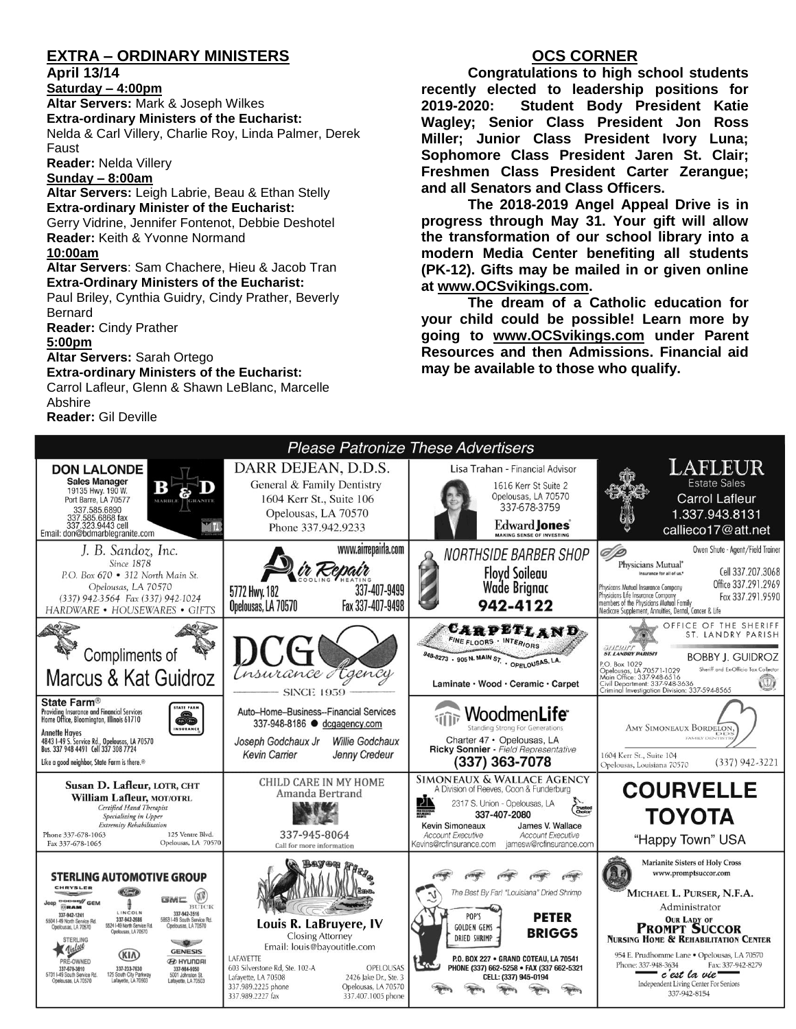## EXTRA – ORDINARY MINISTERS

**April 13/14**

**Saturday – 4:00pm**

**Altar Servers:** Mark & Joseph Wilkes

**Extra-ordinary Ministers of the Eucharist:**
Nelda & Carl Villery, Charlie Roy, Linda Palmer, Derek Faust

**Reader:** Nelda Villery

**Sunday – 8:00am**

**Altar Servers:** Leigh Labrie, Beau & Ethan Stelly

**Extra-ordinary Minister of the Eucharist:**
Gerry Vidrine, Jennifer Fontenot, Debbie Deshotel

**Reader:** Keith & Yvonne Normand

**10:00am**

**Altar Servers**: Sam Chachere, Hieu & Jacob Tran

**Extra-Ordinary Ministers of the Eucharist:**
Paul Briley, Cynthia Guidry, Cindy Prather, Beverly Bernard

**Reader:** Cindy Prather

**5:00pm**

**Altar Servers:** Sarah Ortego

**Extra-ordinary Ministers of the Eucharist:**
Carrol Lafleur, Glenn & Shawn LeBlanc, Marcelle Abshire

**Reader:** Gil Deville

## OCS CORNER

**Congratulations to high school students recently elected to leadership positions for 2019-2020: Student Body President Katie Wagley; Senior Class President Jon Ross Miller; Junior Class President Ivory Luna; Sophomore Class President Jaren St. Clair; Freshmen Class President Carter Zerangue; and all Senators and Class Officers.**

**The 2018-2019 Angel Appeal Drive is in progress through May 31. Your gift will allow the transformation of our school library into a modern Media Center benefiting all students (PK-12). Gifts may be mailed in or given online at www.OCSvikings.com.**

**The dream of a Catholic education for your child could be possible! Learn more by going to www.OCSvikings.com under Parent Resources and then Admissions. Financial aid may be available to those who qualify.**

## *Please Patronize These Advertisers*

**DON LALONDE** Sales Manager, 19135 Hwy. 190 W., Port Barre, LA 70577, 337.585.6890, 337.585.6868 fax, 337.323.9443 cell, Email: don@bdmarblegranite.com — B & D Marble Granite

**DARR DEJEAN, D.D.S.** General & Family Dentistry, 1604 Kerr St., Suite 106, Opelousas, LA 70570, Phone 337.942.9233

**Lisa Trahan** - Financial Advisor, 1616 Kerr St Suite 2, Opelousas, LA 70570, 337-678-3759 — Edward Jones, Making Sense of Investing

**LAFLEUR** Estate Sales, Carrol Lafleur, 1.337.943.8131, callieco17@att.net

**J. B. Sandoz, Inc.** Since 1878, P.O. Box 670 • 312 North Main St., Opelousas, LA 70570, (337) 942-3564 Fax (337) 942-1024, HARDWARE • HOUSEWARES • GIFTS

**Air Repair** Cooling Heating, www.airrepairla.com, 5772 Hwy. 182, Opelousas, LA 70570, 337-407-9499, Fax 337-407-9498

**NORTHSIDE BARBER SHOP** Floyd Soileau, Wade Brignac, 942-4122

**Physicians Mutual** Owen Shute - Agent/Field Trainer, Cell 337.207.3068, Office 337.291.2969, Fax 337.291.9590. Physicians Mutual Insurance Company, Physicians Life Insurance Company, members of the Physicians Mutual Family. Medicare Supplement, Annuities, Dental, Cancer & Life

**Compliments of Marcus & Kat Guidroz**

**DCG Insurance Agency** Since 1959

**CARPETLAND** Fine Floors • Interiors, 948-8273 • 905 N. Main St. • Opelousas, LA. Laminate • Wood • Ceramic • Carpet

**OFFICE OF THE SHERIFF ST. LANDRY PARISH** BOBBY J. GUIDROZ, Sheriff and Ex-Officio Tax Collector, P.O. Box 1029, Opelousas, LA 70571-1029, Main Office: 337-948-6516, Civil Department: 337-948-3636, Criminal Investigation Division: 337-594-8565

**State Farm®** Providing Insurance and Financial Services, Home Office, Bloomington, Illinois 61710. Annette Hayes, 4843 I-49 S. Service Rd., Opelousas, LA 70570, Bus. 337 948 4491 Cell 337 308 7724. Like a good neighbor, State Farm is there.®

Auto–Home–Business--Financial Services, 337-948-8186 ● dcgagency.com. Joseph Godchaux Jr, Willie Godchaux, Kevin Carrier, Jenny Credeur

**WoodmenLife** Standing Strong For Generations, Charter 47 • Opelousas, LA, Ricky Sonnier - Field Representative, (337) 363-7078

**AMY SIMONEAUX BORDELON, DDS** Family Dentistry, 1604 Kerr St., Suite 104, Opelousas, Louisiana 70570, (337) 942-3221

**Susan D. Lafleur, LOTR, CHT** **William Lafleur, MOT/OTRL** Certified Hand Therapist, Specializing in Upper Extremity Rehabilitation, Phone 337-678-1063, Fax 337-678-1065, 125 Ventre Blvd., Opelousas, LA 70570

**CHILD CARE IN MY HOME** Amanda Bertrand, 337-945-8064, Call for more information

**SIMONEAUX & WALLACE AGENCY** A Division of Reeves, Coon & Funderburg, 2317 S. Union - Opelousas, LA, 337-407-2080, Kevin Simoneaux, Account Executive, Kevins@rcfinsurance.com; James V. Wallace, Account Executive, jamesw@rcfinsurance.com

**COURVELLE TOYOTA** "Happy Town" USA

**STERLING AUTOMOTIVE GROUP** Chrysler Jeep Dodge Ram GEM, 337-942-1241, 5504 I-49 North Service Rd., Opelousas, LA 70570; Ford Lincoln, 337-942-2686, 5524 I-49 North Service Rd., Opelousas, LA 70570; GMC Buick, 337-942-3516, 5853 I-49 South Service Rd., Opelousas, LA 70570; Sterling Value Pre-Owned, 337-678-3810, 5731 I-49 South Service Rd., Opelousas, LA 70570; Kia, 337-233-7630, 125 South City Parkway, Lafayette, LA 70503; Genesis Hyundai, 337-984-9250, 5001 Johnston St., Lafayette, LA 70503

**Bayou Title, Inc.** Louis R. LaBruyere, IV, Closing Attorney, Email: louis@bayoutitle.com. LAFAYETTE: 603 Silverstone Rd, Ste. 102-A, Lafayette, LA 70508, 337.989.2225 phone, 337.989.2227 fax. OPELOUSAS: 2426 Jake Dr., Ste. 3, Opelousas, LA 70570, 337.407.1005 phone

The Best By Far! "Louisiana" Dried Shrimp. POP'S GOLDEN GEMS DRIED SHRIMP — **PETER BRIGGS**, P.O. BOX 227 • GRAND COTEAU, LA 70541, PHONE (337) 662-5258 • FAX (337) 662-5321, CELL: (337) 945-0194

**Marianite Sisters of Holy Cross** www.promptsuccor.com, MICHAEL L. PURSER, N.F.A., Administrator, **OUR LADY OF PROMPT SUCCOR NURSING HOME & REHABILITATION CENTER**, 954 E. Prudhomme Lane • Opelousas, LA 70570, Phone: 337-948-3634, Fax: 337-942-8279. *c'est la vie* Independent Living Center For Seniors, 337-942-8154